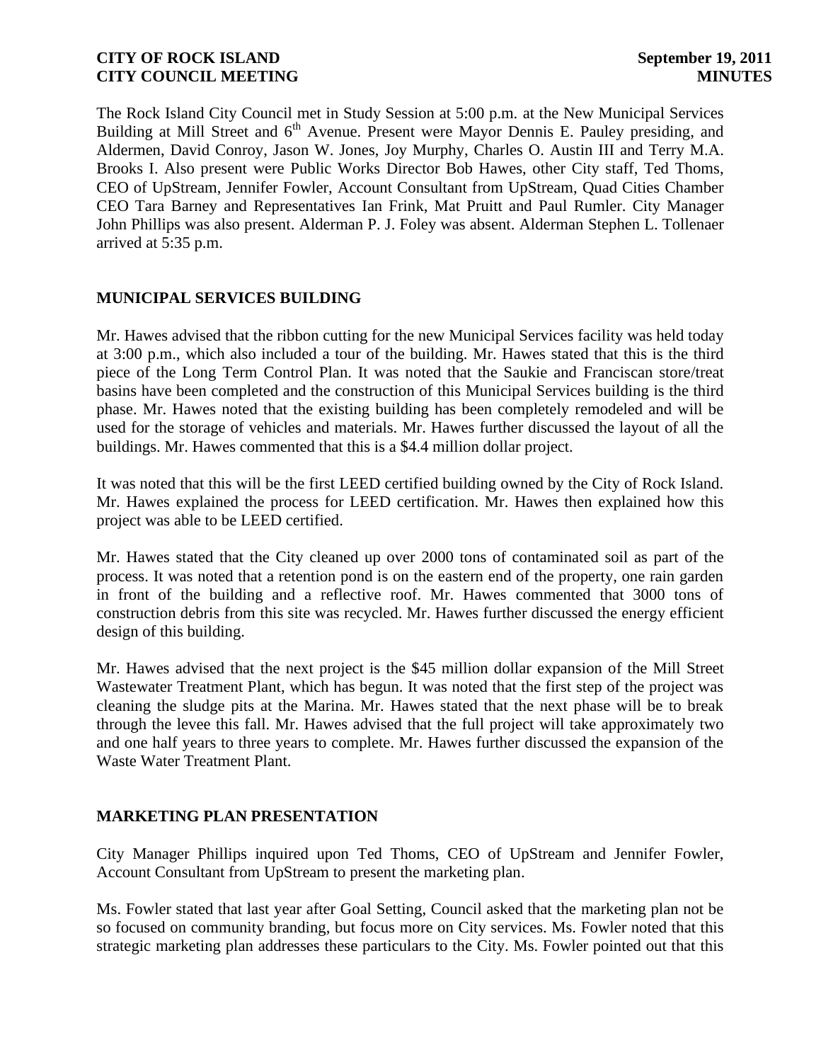**CITY OF ROCK ISLAND** **September 19, 2011**
**CITY COUNCIL MEETING** **MINUTES**

The Rock Island City Council met in Study Session at 5:00 p.m. at the New Municipal Services Building at Mill Street and 6th Avenue. Present were Mayor Dennis E. Pauley presiding, and Aldermen, David Conroy, Jason W. Jones, Joy Murphy, Charles O. Austin III and Terry M.A. Brooks I. Also present were Public Works Director Bob Hawes, other City staff, Ted Thoms, CEO of UpStream, Jennifer Fowler, Account Consultant from UpStream, Quad Cities Chamber CEO Tara Barney and Representatives Ian Frink, Mat Pruitt and Paul Rumler. City Manager John Phillips was also present. Alderman P. J. Foley was absent. Alderman Stephen L. Tollenaer arrived at 5:35 p.m.

## MUNICIPAL SERVICES BUILDING

Mr. Hawes advised that the ribbon cutting for the new Municipal Services facility was held today at 3:00 p.m., which also included a tour of the building. Mr. Hawes stated that this is the third piece of the Long Term Control Plan. It was noted that the Saukie and Franciscan store/treat basins have been completed and the construction of this Municipal Services building is the third phase. Mr. Hawes noted that the existing building has been completely remodeled and will be used for the storage of vehicles and materials. Mr. Hawes further discussed the layout of all the buildings. Mr. Hawes commented that this is a $4.4 million dollar project.

It was noted that this will be the first LEED certified building owned by the City of Rock Island. Mr. Hawes explained the process for LEED certification. Mr. Hawes then explained how this project was able to be LEED certified.

Mr. Hawes stated that the City cleaned up over 2000 tons of contaminated soil as part of the process. It was noted that a retention pond is on the eastern end of the property, one rain garden in front of the building and a reflective roof. Mr. Hawes commented that 3000 tons of construction debris from this site was recycled. Mr. Hawes further discussed the energy efficient design of this building.

Mr. Hawes advised that the next project is the $45 million dollar expansion of the Mill Street Wastewater Treatment Plant, which has begun. It was noted that the first step of the project was cleaning the sludge pits at the Marina. Mr. Hawes stated that the next phase will be to break through the levee this fall. Mr. Hawes advised that the full project will take approximately two and one half years to three years to complete. Mr. Hawes further discussed the expansion of the Waste Water Treatment Plant.

## MARKETING PLAN PRESENTATION

City Manager Phillips inquired upon Ted Thoms, CEO of UpStream and Jennifer Fowler, Account Consultant from UpStream to present the marketing plan.

Ms. Fowler stated that last year after Goal Setting, Council asked that the marketing plan not be so focused on community branding, but focus more on City services. Ms. Fowler noted that this strategic marketing plan addresses these particulars to the City. Ms. Fowler pointed out that this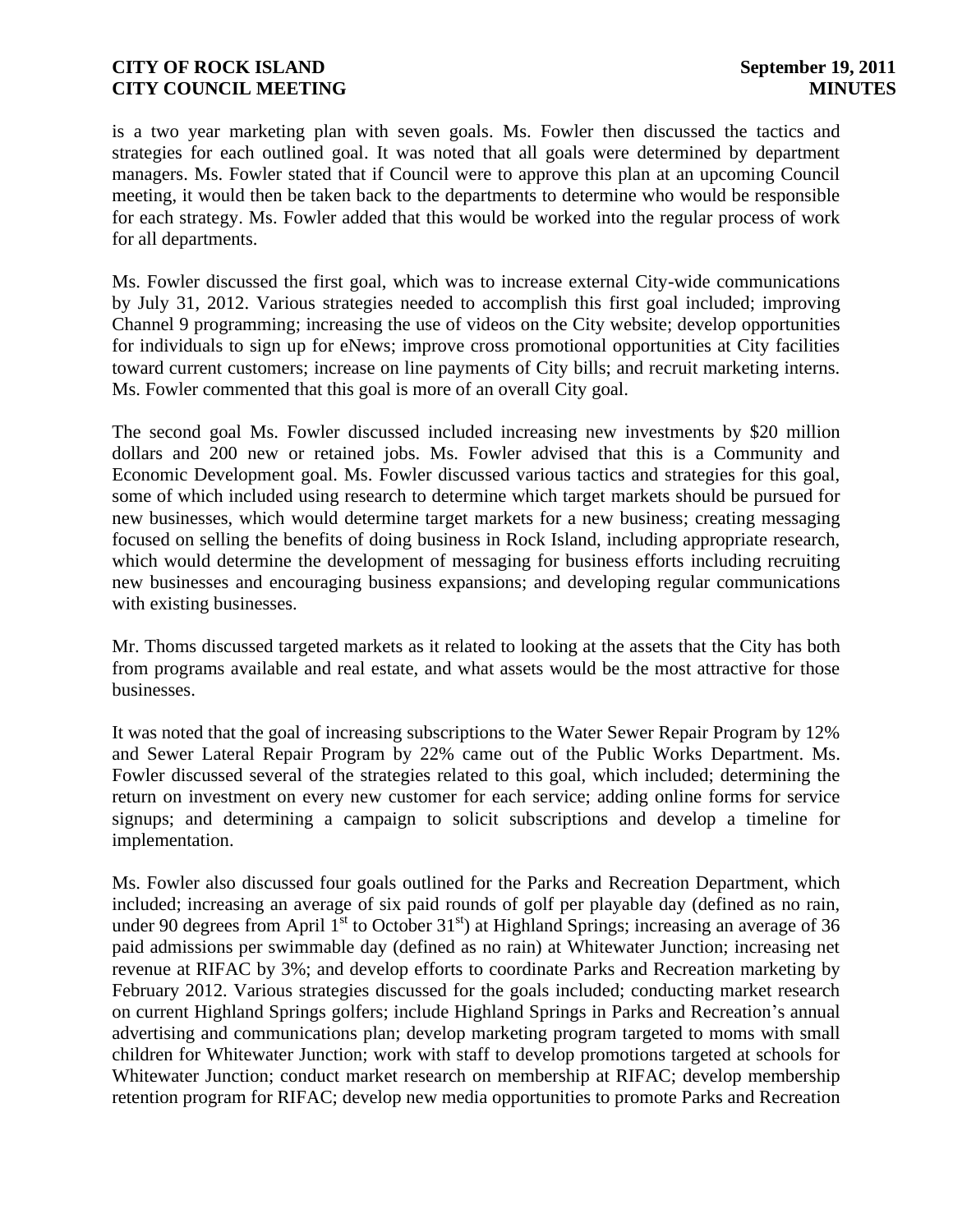is a two year marketing plan with seven goals. Ms. Fowler then discussed the tactics and strategies for each outlined goal. It was noted that all goals were determined by department managers. Ms. Fowler stated that if Council were to approve this plan at an upcoming Council meeting, it would then be taken back to the departments to determine who would be responsible for each strategy. Ms. Fowler added that this would be worked into the regular process of work for all departments.

Ms. Fowler discussed the first goal, which was to increase external City-wide communications by July 31, 2012. Various strategies needed to accomplish this first goal included; improving Channel 9 programming; increasing the use of videos on the City website; develop opportunities for individuals to sign up for eNews; improve cross promotional opportunities at City facilities toward current customers; increase on line payments of City bills; and recruit marketing interns. Ms. Fowler commented that this goal is more of an overall City goal.

The second goal Ms. Fowler discussed included increasing new investments by $20 million dollars and 200 new or retained jobs. Ms. Fowler advised that this is a Community and Economic Development goal. Ms. Fowler discussed various tactics and strategies for this goal, some of which included using research to determine which target markets should be pursued for new businesses, which would determine target markets for a new business; creating messaging focused on selling the benefits of doing business in Rock Island, including appropriate research, which would determine the development of messaging for business efforts including recruiting new businesses and encouraging business expansions; and developing regular communications with existing businesses.

Mr. Thoms discussed targeted markets as it related to looking at the assets that the City has both from programs available and real estate, and what assets would be the most attractive for those businesses.

It was noted that the goal of increasing subscriptions to the Water Sewer Repair Program by 12% and Sewer Lateral Repair Program by 22% came out of the Public Works Department. Ms. Fowler discussed several of the strategies related to this goal, which included; determining the return on investment on every new customer for each service; adding online forms for service signups; and determining a campaign to solicit subscriptions and develop a timeline for implementation.

Ms. Fowler also discussed four goals outlined for the Parks and Recreation Department, which included; increasing an average of six paid rounds of golf per playable day (defined as no rain, under 90 degrees from April 1st to October 31st) at Highland Springs; increasing an average of 36 paid admissions per swimmable day (defined as no rain) at Whitewater Junction; increasing net revenue at RIFAC by 3%; and develop efforts to coordinate Parks and Recreation marketing by February 2012. Various strategies discussed for the goals included; conducting market research on current Highland Springs golfers; include Highland Springs in Parks and Recreation's annual advertising and communications plan; develop marketing program targeted to moms with small children for Whitewater Junction; work with staff to develop promotions targeted at schools for Whitewater Junction; conduct market research on membership at RIFAC; develop membership retention program for RIFAC; develop new media opportunities to promote Parks and Recreation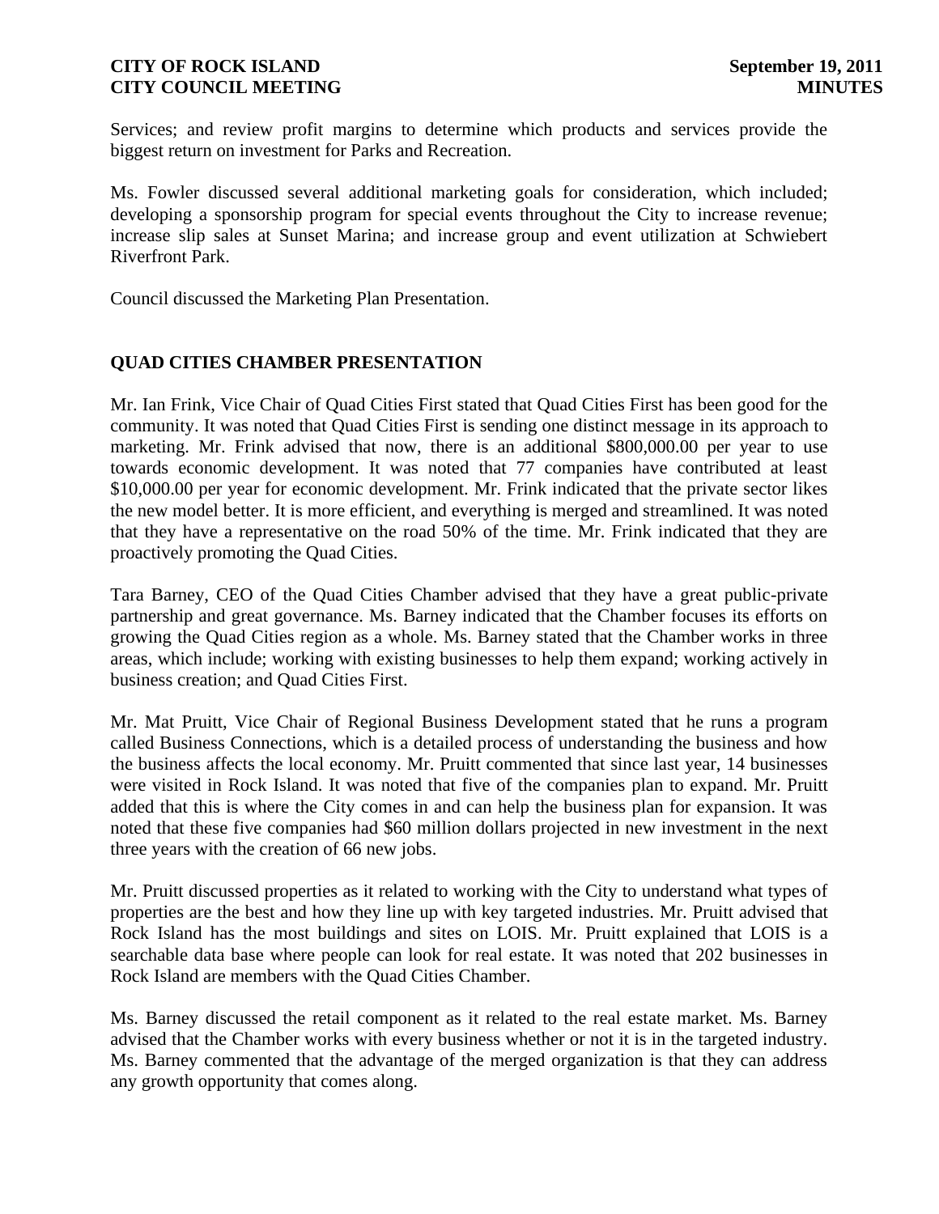Services; and review profit margins to determine which products and services provide the biggest return on investment for Parks and Recreation.

Ms. Fowler discussed several additional marketing goals for consideration, which included; developing a sponsorship program for special events throughout the City to increase revenue; increase slip sales at Sunset Marina; and increase group and event utilization at Schwiebert Riverfront Park.

Council discussed the Marketing Plan Presentation.

## QUAD CITIES CHAMBER PRESENTATION

Mr. Ian Frink, Vice Chair of Quad Cities First stated that Quad Cities First has been good for the community. It was noted that Quad Cities First is sending one distinct message in its approach to marketing. Mr. Frink advised that now, there is an additional $800,000.00 per year to use towards economic development. It was noted that 77 companies have contributed at least $10,000.00 per year for economic development. Mr. Frink indicated that the private sector likes the new model better. It is more efficient, and everything is merged and streamlined. It was noted that they have a representative on the road 50% of the time. Mr. Frink indicated that they are proactively promoting the Quad Cities.

Tara Barney, CEO of the Quad Cities Chamber advised that they have a great public-private partnership and great governance. Ms. Barney indicated that the Chamber focuses its efforts on growing the Quad Cities region as a whole. Ms. Barney stated that the Chamber works in three areas, which include; working with existing businesses to help them expand; working actively in business creation; and Quad Cities First.

Mr. Mat Pruitt, Vice Chair of Regional Business Development stated that he runs a program called Business Connections, which is a detailed process of understanding the business and how the business affects the local economy. Mr. Pruitt commented that since last year, 14 businesses were visited in Rock Island. It was noted that five of the companies plan to expand. Mr. Pruitt added that this is where the City comes in and can help the business plan for expansion. It was noted that these five companies had $60 million dollars projected in new investment in the next three years with the creation of 66 new jobs.

Mr. Pruitt discussed properties as it related to working with the City to understand what types of properties are the best and how they line up with key targeted industries. Mr. Pruitt advised that Rock Island has the most buildings and sites on LOIS. Mr. Pruitt explained that LOIS is a searchable data base where people can look for real estate. It was noted that 202 businesses in Rock Island are members with the Quad Cities Chamber.

Ms. Barney discussed the retail component as it related to the real estate market. Ms. Barney advised that the Chamber works with every business whether or not it is in the targeted industry. Ms. Barney commented that the advantage of the merged organization is that they can address any growth opportunity that comes along.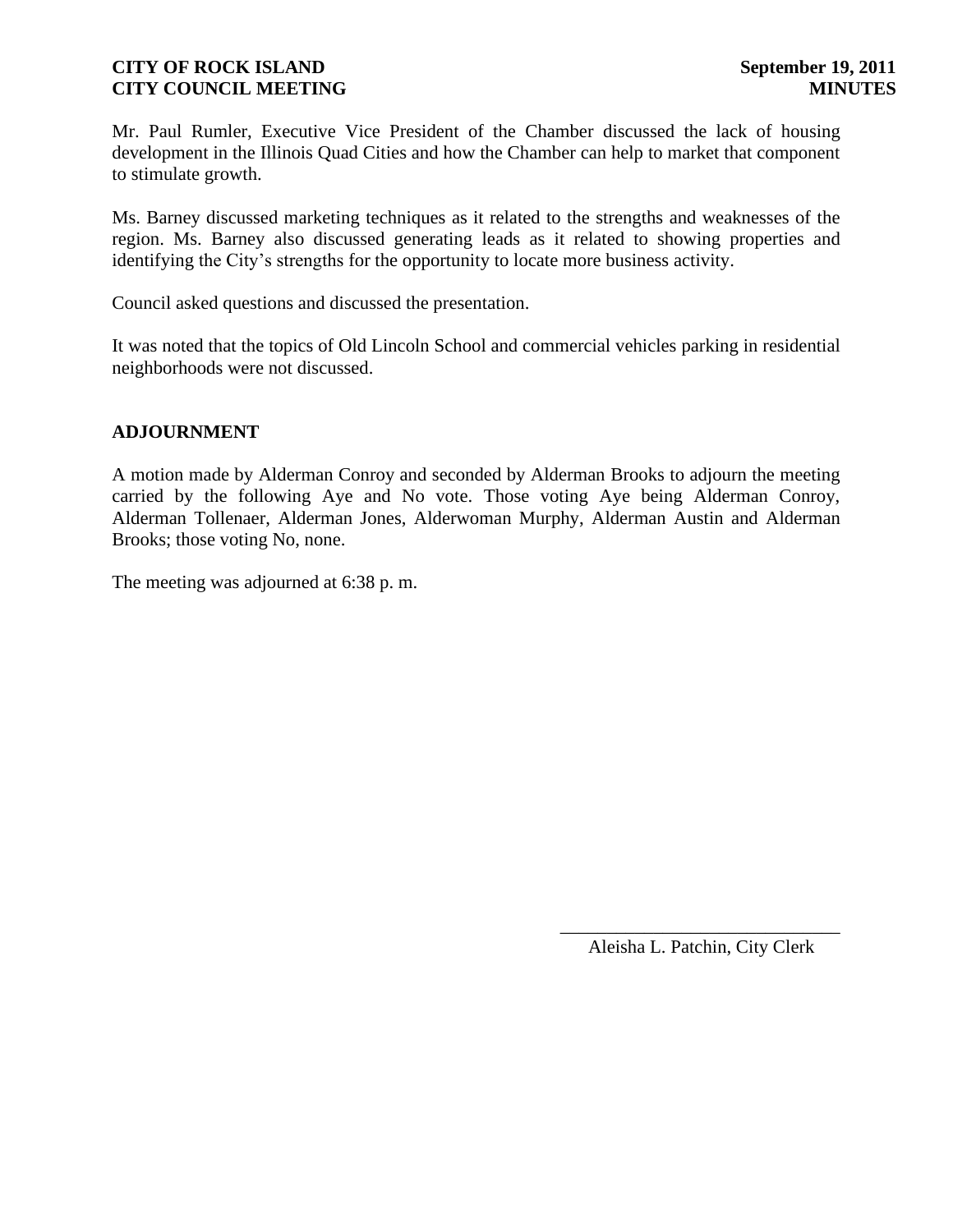Mr. Paul Rumler, Executive Vice President of the Chamber discussed the lack of housing development in the Illinois Quad Cities and how the Chamber can help to market that component to stimulate growth.

Ms. Barney discussed marketing techniques as it related to the strengths and weaknesses of the region. Ms. Barney also discussed generating leads as it related to showing properties and identifying the City's strengths for the opportunity to locate more business activity.

Council asked questions and discussed the presentation.

It was noted that the topics of Old Lincoln School and commercial vehicles parking in residential neighborhoods were not discussed.

## ADJOURNMENT

A motion made by Alderman Conroy and seconded by Alderman Brooks to adjourn the meeting carried by the following Aye and No vote. Those voting Aye being Alderman Conroy, Alderman Tollenaer, Alderman Jones, Alderwoman Murphy, Alderman Austin and Alderman Brooks; those voting No, none.

The meeting was adjourned at 6:38 p. m.

\_\_\_\_\_\_\_\_\_\_\_\_\_\_\_\_\_\_\_\_\_\_\_\_\_\_\_\_\_\_

Aleisha L. Patchin, City Clerk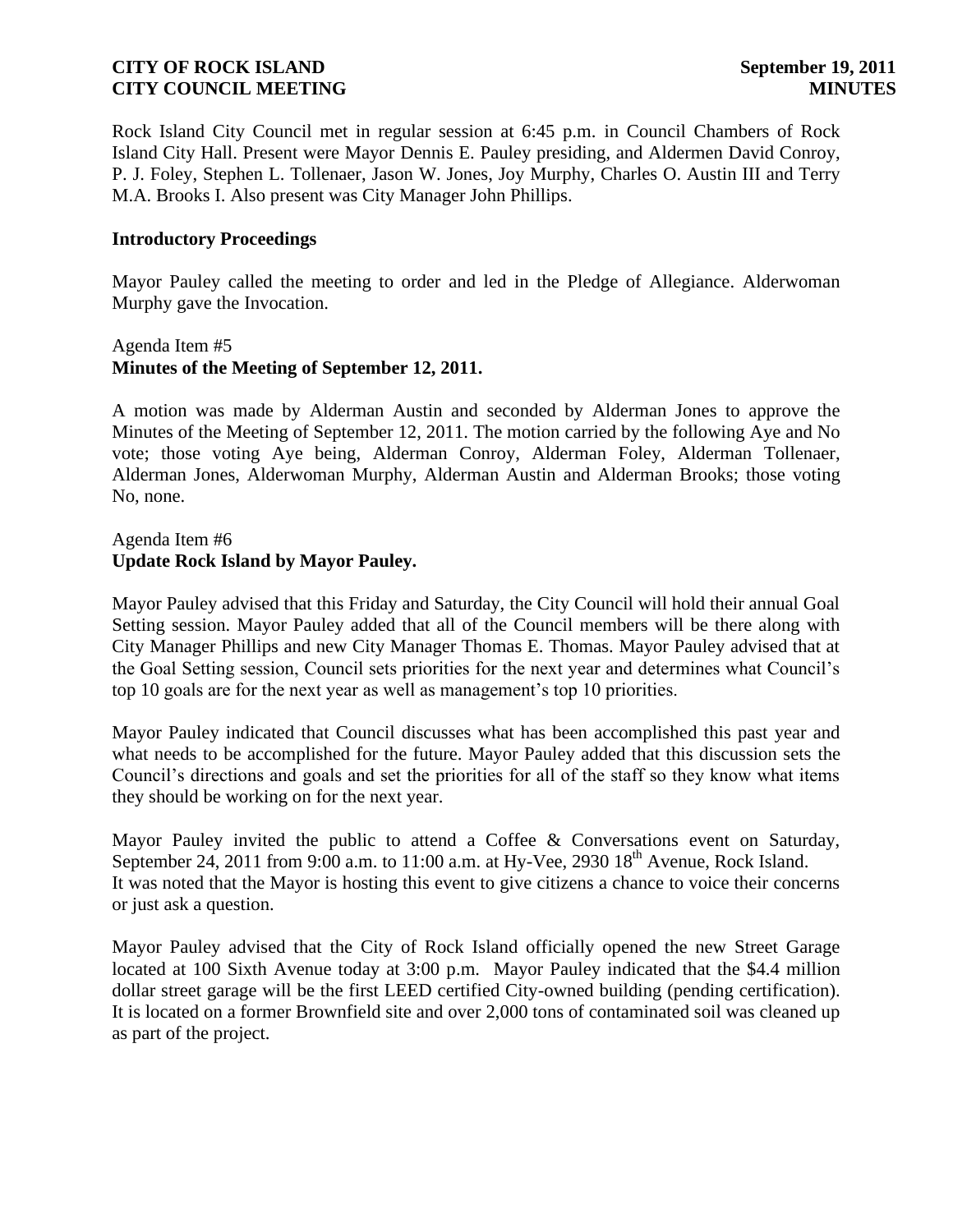Rock Island City Council met in regular session at 6:45 p.m. in Council Chambers of Rock Island City Hall. Present were Mayor Dennis E. Pauley presiding, and Aldermen David Conroy, P. J. Foley, Stephen L. Tollenaer, Jason W. Jones, Joy Murphy, Charles O. Austin III and Terry M.A. Brooks I. Also present was City Manager John Phillips.

**Introductory Proceedings**

Mayor Pauley called the meeting to order and led in the Pledge of Allegiance. Alderwoman Murphy gave the Invocation.

Agenda Item #5
**Minutes of the Meeting of September 12, 2011.**

A motion was made by Alderman Austin and seconded by Alderman Jones to approve the Minutes of the Meeting of September 12, 2011. The motion carried by the following Aye and No vote; those voting Aye being, Alderman Conroy, Alderman Foley, Alderman Tollenaer, Alderman Jones, Alderwoman Murphy, Alderman Austin and Alderman Brooks; those voting No, none.

Agenda Item #6
**Update Rock Island by Mayor Pauley.**

Mayor Pauley advised that this Friday and Saturday, the City Council will hold their annual Goal Setting session. Mayor Pauley added that all of the Council members will be there along with City Manager Phillips and new City Manager Thomas E. Thomas. Mayor Pauley advised that at the Goal Setting session, Council sets priorities for the next year and determines what Council's top 10 goals are for the next year as well as management's top 10 priorities.

Mayor Pauley indicated that Council discusses what has been accomplished this past year and what needs to be accomplished for the future. Mayor Pauley added that this discussion sets the Council's directions and goals and set the priorities for all of the staff so they know what items they should be working on for the next year.

Mayor Pauley invited the public to attend a Coffee & Conversations event on Saturday, September 24, 2011 from 9:00 a.m. to 11:00 a.m. at Hy-Vee, 2930 18th Avenue, Rock Island. It was noted that the Mayor is hosting this event to give citizens a chance to voice their concerns or just ask a question.

Mayor Pauley advised that the City of Rock Island officially opened the new Street Garage located at 100 Sixth Avenue today at 3:00 p.m. Mayor Pauley indicated that the $4.4 million dollar street garage will be the first LEED certified City-owned building (pending certification). It is located on a former Brownfield site and over 2,000 tons of contaminated soil was cleaned up as part of the project.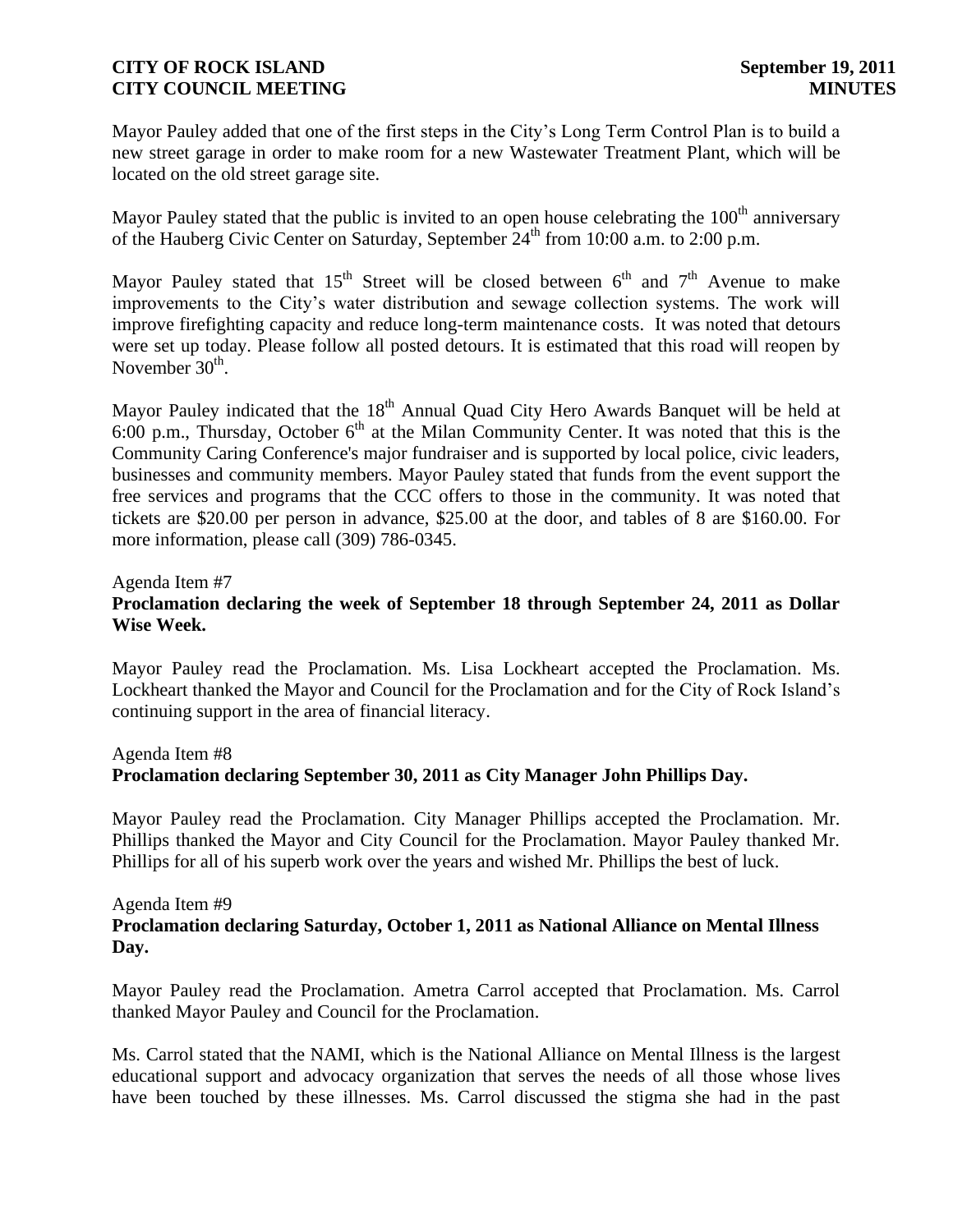Mayor Pauley added that one of the first steps in the City's Long Term Control Plan is to build a new street garage in order to make room for a new Wastewater Treatment Plant, which will be located on the old street garage site.

Mayor Pauley stated that the public is invited to an open house celebrating the 100th anniversary of the Hauberg Civic Center on Saturday, September 24th from 10:00 a.m. to 2:00 p.m.

Mayor Pauley stated that 15th Street will be closed between 6th and 7th Avenue to make improvements to the City's water distribution and sewage collection systems. The work will improve firefighting capacity and reduce long-term maintenance costs. It was noted that detours were set up today. Please follow all posted detours. It is estimated that this road will reopen by November 30th.

Mayor Pauley indicated that the 18th Annual Quad City Hero Awards Banquet will be held at 6:00 p.m., Thursday, October 6th at the Milan Community Center. It was noted that this is the Community Caring Conference's major fundraiser and is supported by local police, civic leaders, businesses and community members. Mayor Pauley stated that funds from the event support the free services and programs that the CCC offers to those in the community. It was noted that tickets are $20.00 per person in advance, $25.00 at the door, and tables of 8 are $160.00. For more information, please call (309) 786-0345.

Agenda Item #7

**Proclamation declaring the week of September 18 through September 24, 2011 as Dollar Wise Week.**

Mayor Pauley read the Proclamation. Ms. Lisa Lockheart accepted the Proclamation. Ms. Lockheart thanked the Mayor and Council for the Proclamation and for the City of Rock Island's continuing support in the area of financial literacy.

Agenda Item #8

**Proclamation declaring September 30, 2011 as City Manager John Phillips Day.**

Mayor Pauley read the Proclamation. City Manager Phillips accepted the Proclamation. Mr. Phillips thanked the Mayor and City Council for the Proclamation. Mayor Pauley thanked Mr. Phillips for all of his superb work over the years and wished Mr. Phillips the best of luck.

Agenda Item #9

**Proclamation declaring Saturday, October 1, 2011 as National Alliance on Mental Illness Day.**

Mayor Pauley read the Proclamation. Ametra Carrol accepted that Proclamation. Ms. Carrol thanked Mayor Pauley and Council for the Proclamation.

Ms. Carrol stated that the NAMI, which is the National Alliance on Mental Illness is the largest educational support and advocacy organization that serves the needs of all those whose lives have been touched by these illnesses. Ms. Carrol discussed the stigma she had in the past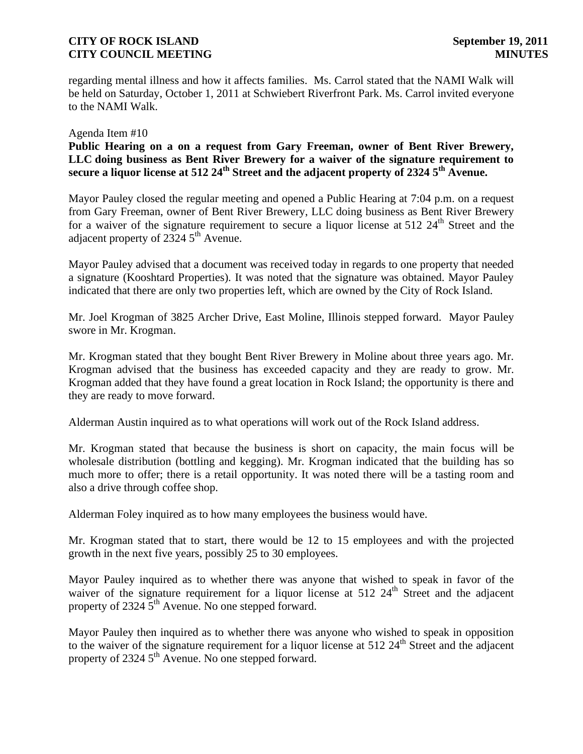regarding mental illness and how it affects families. Ms. Carrol stated that the NAMI Walk will be held on Saturday, October 1, 2011 at Schwiebert Riverfront Park. Ms. Carrol invited everyone to the NAMI Walk.

Agenda Item #10

**Public Hearing on a on a request from Gary Freeman, owner of Bent River Brewery, LLC doing business as Bent River Brewery for a waiver of the signature requirement to secure a liquor license at 512 24th Street and the adjacent property of 2324 5th Avenue.**

Mayor Pauley closed the regular meeting and opened a Public Hearing at 7:04 p.m. on a request from Gary Freeman, owner of Bent River Brewery, LLC doing business as Bent River Brewery for a waiver of the signature requirement to secure a liquor license at 512 24th Street and the adjacent property of 2324 5th Avenue.

Mayor Pauley advised that a document was received today in regards to one property that needed a signature (Kooshtard Properties). It was noted that the signature was obtained. Mayor Pauley indicated that there are only two properties left, which are owned by the City of Rock Island.

Mr. Joel Krogman of 3825 Archer Drive, East Moline, Illinois stepped forward. Mayor Pauley swore in Mr. Krogman.

Mr. Krogman stated that they bought Bent River Brewery in Moline about three years ago. Mr. Krogman advised that the business has exceeded capacity and they are ready to grow. Mr. Krogman added that they have found a great location in Rock Island; the opportunity is there and they are ready to move forward.

Alderman Austin inquired as to what operations will work out of the Rock Island address.

Mr. Krogman stated that because the business is short on capacity, the main focus will be wholesale distribution (bottling and kegging). Mr. Krogman indicated that the building has so much more to offer; there is a retail opportunity. It was noted there will be a tasting room and also a drive through coffee shop.

Alderman Foley inquired as to how many employees the business would have.

Mr. Krogman stated that to start, there would be 12 to 15 employees and with the projected growth in the next five years, possibly 25 to 30 employees.

Mayor Pauley inquired as to whether there was anyone that wished to speak in favor of the waiver of the signature requirement for a liquor license at 512 24th Street and the adjacent property of 2324 5th Avenue. No one stepped forward.

Mayor Pauley then inquired as to whether there was anyone who wished to speak in opposition to the waiver of the signature requirement for a liquor license at 512 24th Street and the adjacent property of 2324 5th Avenue. No one stepped forward.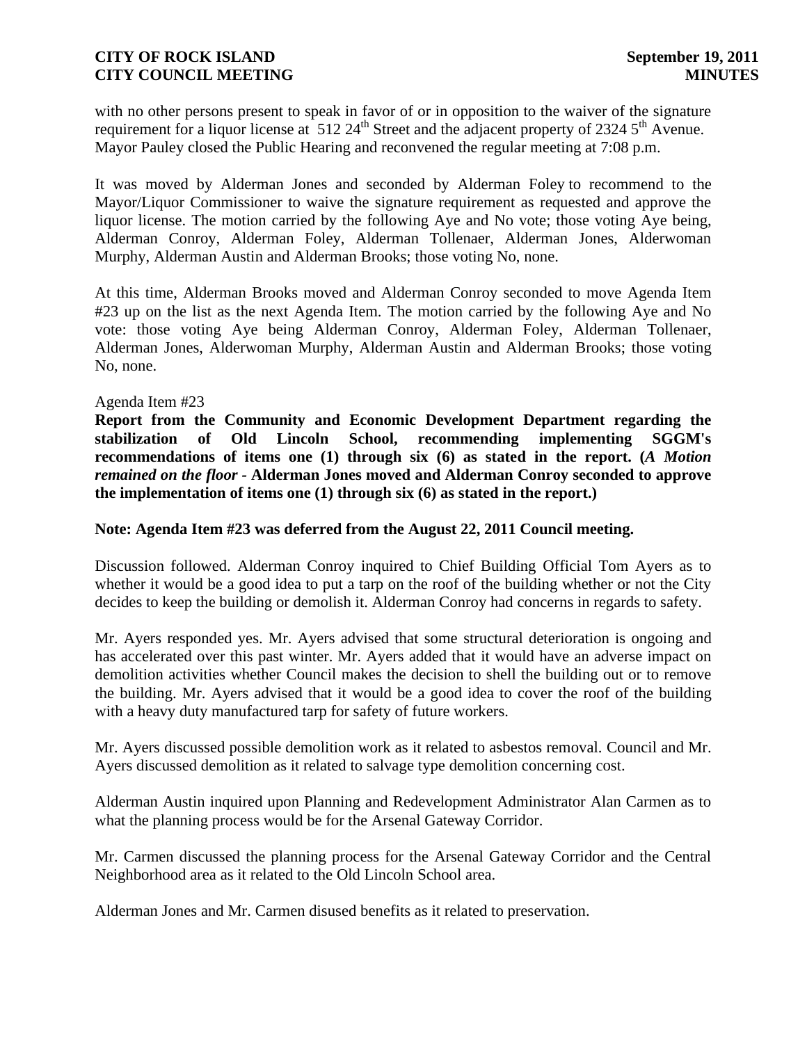with no other persons present to speak in favor of or in opposition to the waiver of the signature requirement for a liquor license at 512 24th Street and the adjacent property of 2324 5th Avenue. Mayor Pauley closed the Public Hearing and reconvened the regular meeting at 7:08 p.m.

It was moved by Alderman Jones and seconded by Alderman Foley to recommend to the Mayor/Liquor Commissioner to waive the signature requirement as requested and approve the liquor license. The motion carried by the following Aye and No vote; those voting Aye being, Alderman Conroy, Alderman Foley, Alderman Tollenaer, Alderman Jones, Alderwoman Murphy, Alderman Austin and Alderman Brooks; those voting No, none.

At this time, Alderman Brooks moved and Alderman Conroy seconded to move Agenda Item #23 up on the list as the next Agenda Item. The motion carried by the following Aye and No vote: those voting Aye being Alderman Conroy, Alderman Foley, Alderman Tollenaer, Alderman Jones, Alderwoman Murphy, Alderman Austin and Alderman Brooks; those voting No, none.

Agenda Item #23

**Report from the Community and Economic Development Department regarding the stabilization of Old Lincoln School, recommending implementing SGGM's recommendations of items one (1) through six (6) as stated in the report. (*A Motion remained on the floor* - Alderman Jones moved and Alderman Conroy seconded to approve the implementation of items one (1) through six (6) as stated in the report.)**

**Note: Agenda Item #23 was deferred from the August 22, 2011 Council meeting.**

Discussion followed. Alderman Conroy inquired to Chief Building Official Tom Ayers as to whether it would be a good idea to put a tarp on the roof of the building whether or not the City decides to keep the building or demolish it. Alderman Conroy had concerns in regards to safety.

Mr. Ayers responded yes. Mr. Ayers advised that some structural deterioration is ongoing and has accelerated over this past winter. Mr. Ayers added that it would have an adverse impact on demolition activities whether Council makes the decision to shell the building out or to remove the building. Mr. Ayers advised that it would be a good idea to cover the roof of the building with a heavy duty manufactured tarp for safety of future workers.

Mr. Ayers discussed possible demolition work as it related to asbestos removal. Council and Mr. Ayers discussed demolition as it related to salvage type demolition concerning cost.

Alderman Austin inquired upon Planning and Redevelopment Administrator Alan Carmen as to what the planning process would be for the Arsenal Gateway Corridor.

Mr. Carmen discussed the planning process for the Arsenal Gateway Corridor and the Central Neighborhood area as it related to the Old Lincoln School area.

Alderman Jones and Mr. Carmen disused benefits as it related to preservation.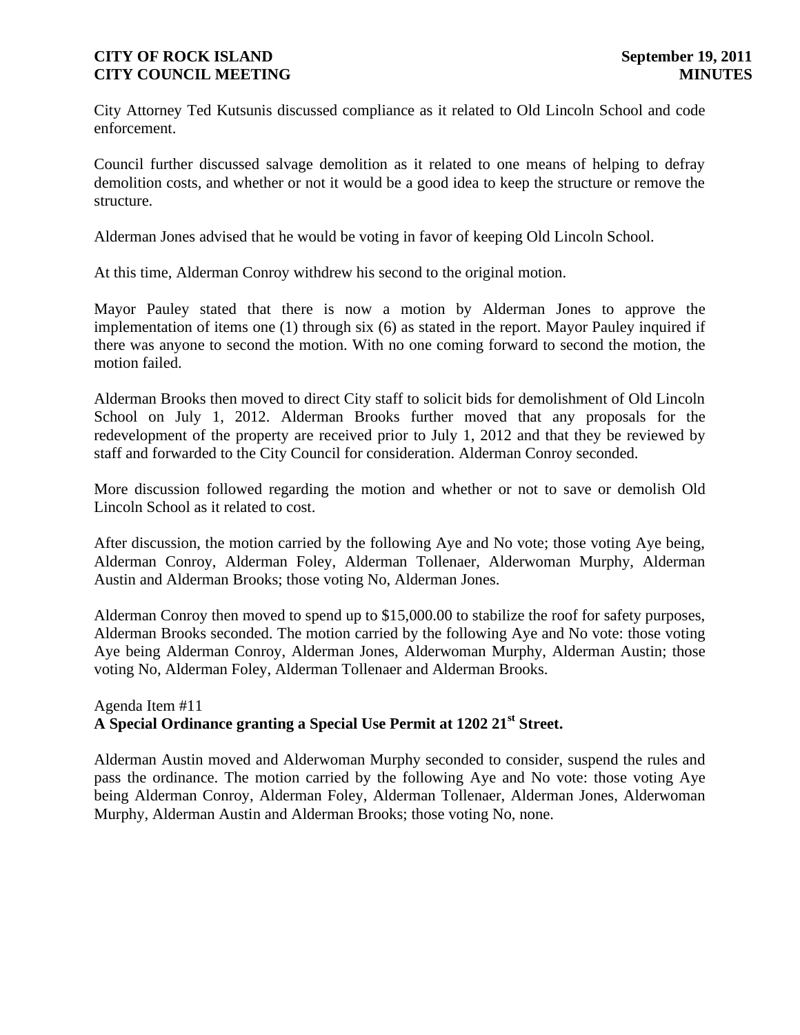City Attorney Ted Kutsunis discussed compliance as it related to Old Lincoln School and code enforcement.

Council further discussed salvage demolition as it related to one means of helping to defray demolition costs, and whether or not it would be a good idea to keep the structure or remove the structure.

Alderman Jones advised that he would be voting in favor of keeping Old Lincoln School.

At this time, Alderman Conroy withdrew his second to the original motion.

Mayor Pauley stated that there is now a motion by Alderman Jones to approve the implementation of items one (1) through six (6) as stated in the report. Mayor Pauley inquired if there was anyone to second the motion. With no one coming forward to second the motion, the motion failed.

Alderman Brooks then moved to direct City staff to solicit bids for demolishment of Old Lincoln School on July 1, 2012. Alderman Brooks further moved that any proposals for the redevelopment of the property are received prior to July 1, 2012 and that they be reviewed by staff and forwarded to the City Council for consideration. Alderman Conroy seconded.

More discussion followed regarding the motion and whether or not to save or demolish Old Lincoln School as it related to cost.

After discussion, the motion carried by the following Aye and No vote; those voting Aye being, Alderman Conroy, Alderman Foley, Alderman Tollenaer, Alderwoman Murphy, Alderman Austin and Alderman Brooks; those voting No, Alderman Jones.

Alderman Conroy then moved to spend up to $15,000.00 to stabilize the roof for safety purposes, Alderman Brooks seconded. The motion carried by the following Aye and No vote: those voting Aye being Alderman Conroy, Alderman Jones, Alderwoman Murphy, Alderman Austin; those voting No, Alderman Foley, Alderman Tollenaer and Alderman Brooks.

Agenda Item #11

**A Special Ordinance granting a Special Use Permit at 1202 21st Street.**

Alderman Austin moved and Alderwoman Murphy seconded to consider, suspend the rules and pass the ordinance. The motion carried by the following Aye and No vote: those voting Aye being Alderman Conroy, Alderman Foley, Alderman Tollenaer, Alderman Jones, Alderwoman Murphy, Alderman Austin and Alderman Brooks; those voting No, none.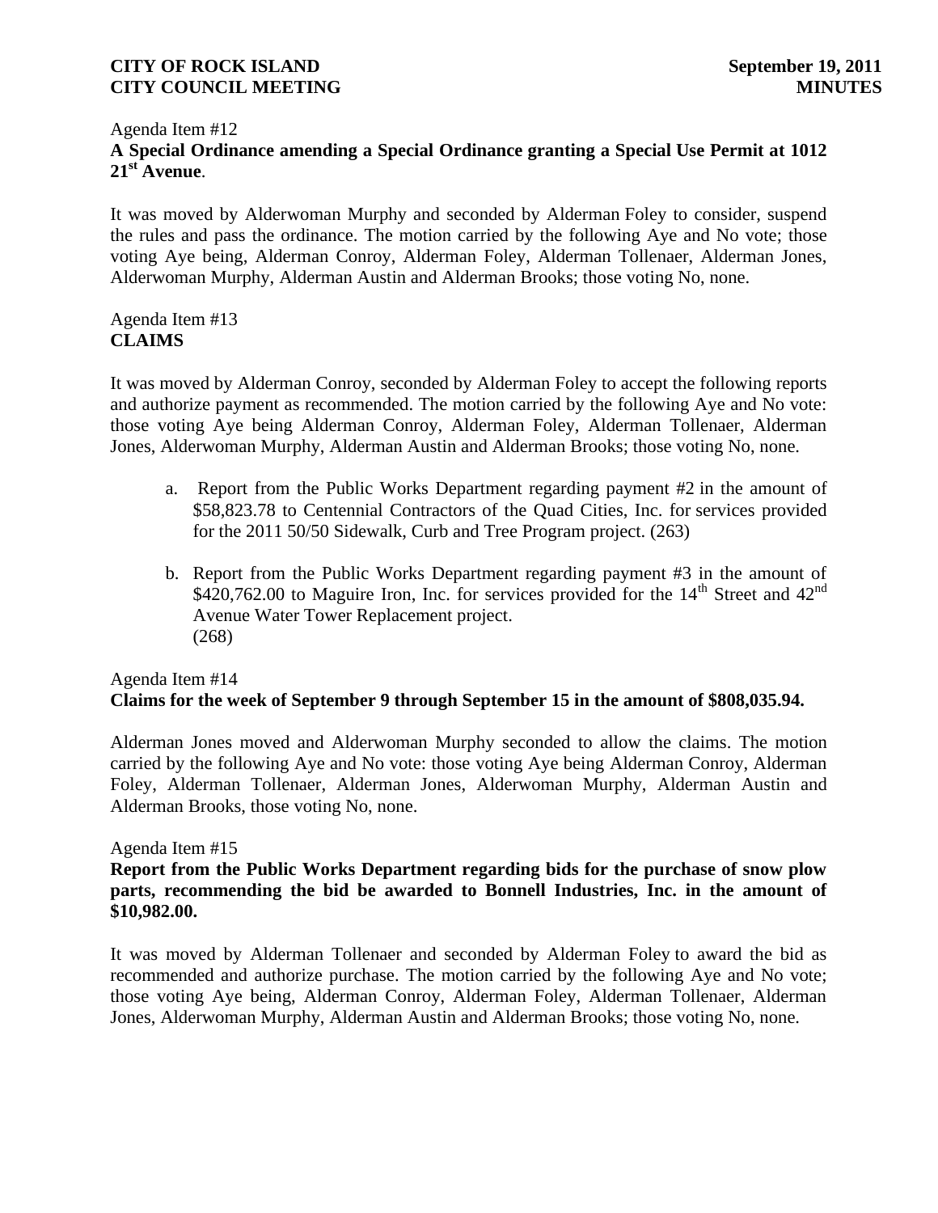Agenda Item #12

**A Special Ordinance amending a Special Ordinance granting a Special Use Permit at 1012 21st Avenue**.

It was moved by Alderwoman Murphy and seconded by Alderman Foley to consider, suspend the rules and pass the ordinance. The motion carried by the following Aye and No vote; those voting Aye being, Alderman Conroy, Alderman Foley, Alderman Tollenaer, Alderman Jones, Alderwoman Murphy, Alderman Austin and Alderman Brooks; those voting No, none.

Agenda Item #13

**CLAIMS**

It was moved by Alderman Conroy, seconded by Alderman Foley to accept the following reports and authorize payment as recommended. The motion carried by the following Aye and No vote: those voting Aye being Alderman Conroy, Alderman Foley, Alderman Tollenaer, Alderman Jones, Alderwoman Murphy, Alderman Austin and Alderman Brooks; those voting No, none.

a. Report from the Public Works Department regarding payment #2 in the amount of $58,823.78 to Centennial Contractors of the Quad Cities, Inc. for services provided for the 2011 50/50 Sidewalk, Curb and Tree Program project. (263)

b. Report from the Public Works Department regarding payment #3 in the amount of $420,762.00 to Maguire Iron, Inc. for services provided for the 14th Street and 42nd Avenue Water Tower Replacement project. (268)

Agenda Item #14

**Claims for the week of September 9 through September 15 in the amount of $808,035.94.**

Alderman Jones moved and Alderwoman Murphy seconded to allow the claims. The motion carried by the following Aye and No vote: those voting Aye being Alderman Conroy, Alderman Foley, Alderman Tollenaer, Alderman Jones, Alderwoman Murphy, Alderman Austin and Alderman Brooks, those voting No, none.

Agenda Item #15

**Report from the Public Works Department regarding bids for the purchase of snow plow parts, recommending the bid be awarded to Bonnell Industries, Inc. in the amount of $10,982.00.**

It was moved by Alderman Tollenaer and seconded by Alderman Foley to award the bid as recommended and authorize purchase. The motion carried by the following Aye and No vote; those voting Aye being, Alderman Conroy, Alderman Foley, Alderman Tollenaer, Alderman Jones, Alderwoman Murphy, Alderman Austin and Alderman Brooks; those voting No, none.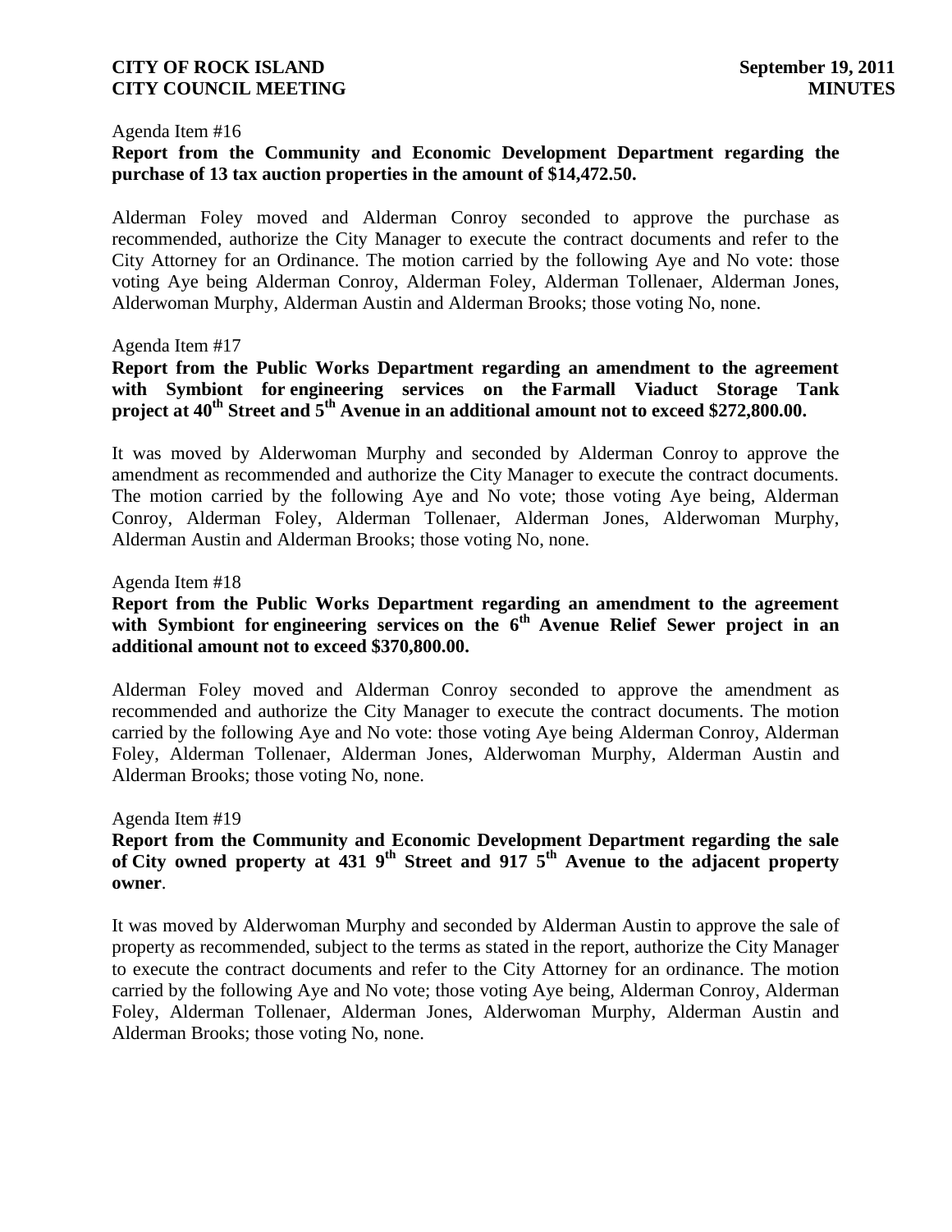Agenda Item #16

**Report from the Community and Economic Development Department regarding the purchase of 13 tax auction properties in the amount of $14,472.50.**

Alderman Foley moved and Alderman Conroy seconded to approve the purchase as recommended, authorize the City Manager to execute the contract documents and refer to the City Attorney for an Ordinance. The motion carried by the following Aye and No vote: those voting Aye being Alderman Conroy, Alderman Foley, Alderman Tollenaer, Alderman Jones, Alderwoman Murphy, Alderman Austin and Alderman Brooks; those voting No, none.

Agenda Item #17

**Report from the Public Works Department regarding an amendment to the agreement with Symbiont for engineering services on the Farmall Viaduct Storage Tank project at 40th Street and 5th Avenue in an additional amount not to exceed $272,800.00.**

It was moved by Alderwoman Murphy and seconded by Alderman Conroy to approve the amendment as recommended and authorize the City Manager to execute the contract documents. The motion carried by the following Aye and No vote; those voting Aye being, Alderman Conroy, Alderman Foley, Alderman Tollenaer, Alderman Jones, Alderwoman Murphy, Alderman Austin and Alderman Brooks; those voting No, none.

Agenda Item #18

**Report from the Public Works Department regarding an amendment to the agreement with Symbiont for engineering services on the 6th Avenue Relief Sewer project in an additional amount not to exceed $370,800.00.**

Alderman Foley moved and Alderman Conroy seconded to approve the amendment as recommended and authorize the City Manager to execute the contract documents. The motion carried by the following Aye and No vote: those voting Aye being Alderman Conroy, Alderman Foley, Alderman Tollenaer, Alderman Jones, Alderwoman Murphy, Alderman Austin and Alderman Brooks; those voting No, none.

Agenda Item #19

**Report from the Community and Economic Development Department regarding the sale of City owned property at 431 9th Street and 917 5th Avenue to the adjacent property owner**.

It was moved by Alderwoman Murphy and seconded by Alderman Austin to approve the sale of property as recommended, subject to the terms as stated in the report, authorize the City Manager to execute the contract documents and refer to the City Attorney for an ordinance. The motion carried by the following Aye and No vote; those voting Aye being, Alderman Conroy, Alderman Foley, Alderman Tollenaer, Alderman Jones, Alderwoman Murphy, Alderman Austin and Alderman Brooks; those voting No, none.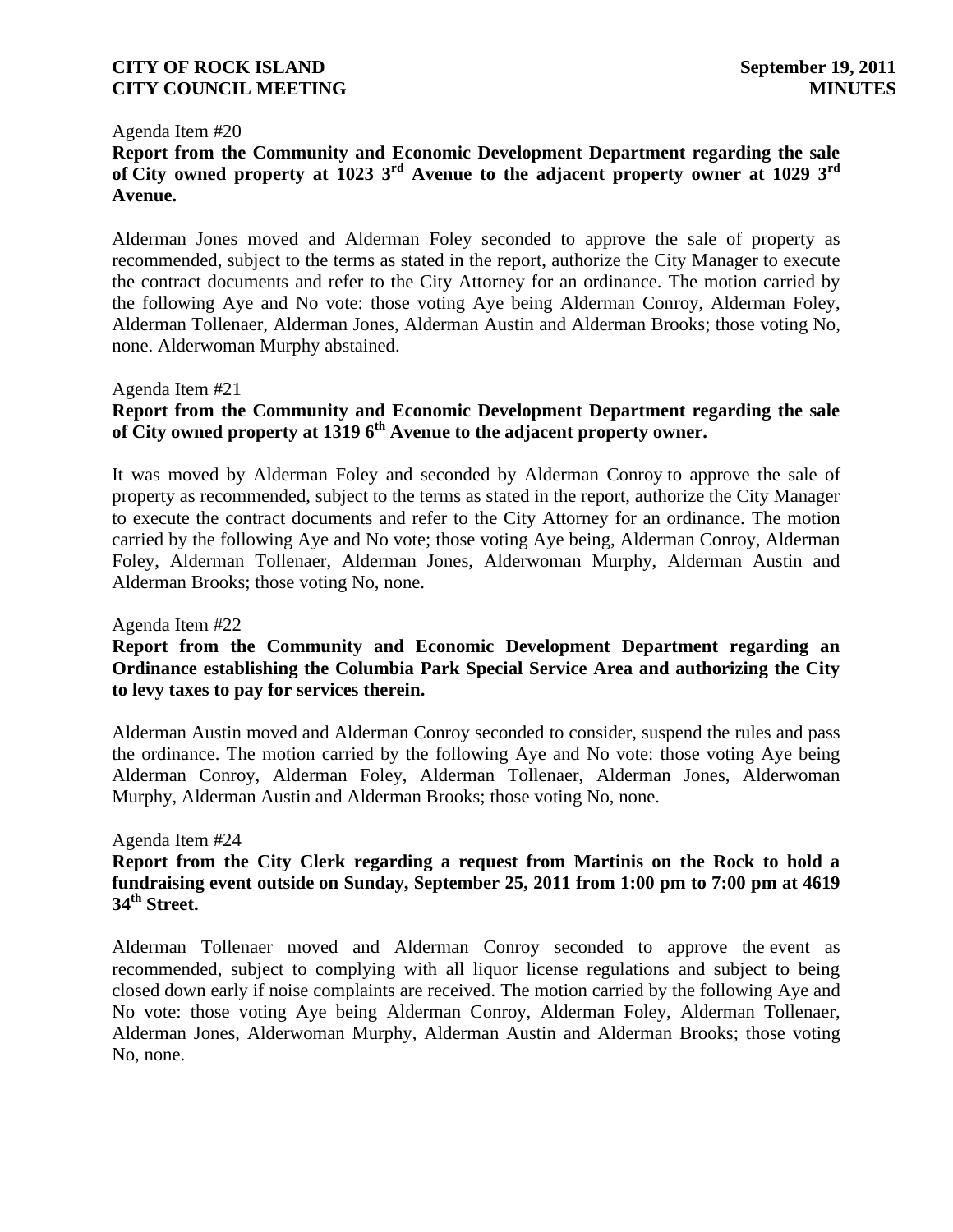Agenda Item #20

**Report from the Community and Economic Development Department regarding the sale of City owned property at 1023 3rd Avenue to the adjacent property owner at 1029 3rd Avenue.**

Alderman Jones moved and Alderman Foley seconded to approve the sale of property as recommended, subject to the terms as stated in the report, authorize the City Manager to execute the contract documents and refer to the City Attorney for an ordinance. The motion carried by the following Aye and No vote: those voting Aye being Alderman Conroy, Alderman Foley, Alderman Tollenaer, Alderman Jones, Alderman Austin and Alderman Brooks; those voting No, none. Alderwoman Murphy abstained.

Agenda Item #21

**Report from the Community and Economic Development Department regarding the sale of City owned property at 1319 6th Avenue to the adjacent property owner.**

It was moved by Alderman Foley and seconded by Alderman Conroy to approve the sale of property as recommended, subject to the terms as stated in the report, authorize the City Manager to execute the contract documents and refer to the City Attorney for an ordinance. The motion carried by the following Aye and No vote; those voting Aye being, Alderman Conroy, Alderman Foley, Alderman Tollenaer, Alderman Jones, Alderwoman Murphy, Alderman Austin and Alderman Brooks; those voting No, none.

Agenda Item #22

**Report from the Community and Economic Development Department regarding an Ordinance establishing the Columbia Park Special Service Area and authorizing the City to levy taxes to pay for services therein.**

Alderman Austin moved and Alderman Conroy seconded to consider, suspend the rules and pass the ordinance. The motion carried by the following Aye and No vote: those voting Aye being Alderman Conroy, Alderman Foley, Alderman Tollenaer, Alderman Jones, Alderwoman Murphy, Alderman Austin and Alderman Brooks; those voting No, none.

Agenda Item #24

**Report from the City Clerk regarding a request from Martinis on the Rock to hold a fundraising event outside on Sunday, September 25, 2011 from 1:00 pm to 7:00 pm at 4619 34th Street.**

Alderman Tollenaer moved and Alderman Conroy seconded to approve the event as recommended, subject to complying with all liquor license regulations and subject to being closed down early if noise complaints are received. The motion carried by the following Aye and No vote: those voting Aye being Alderman Conroy, Alderman Foley, Alderman Tollenaer, Alderman Jones, Alderwoman Murphy, Alderman Austin and Alderman Brooks; those voting No, none.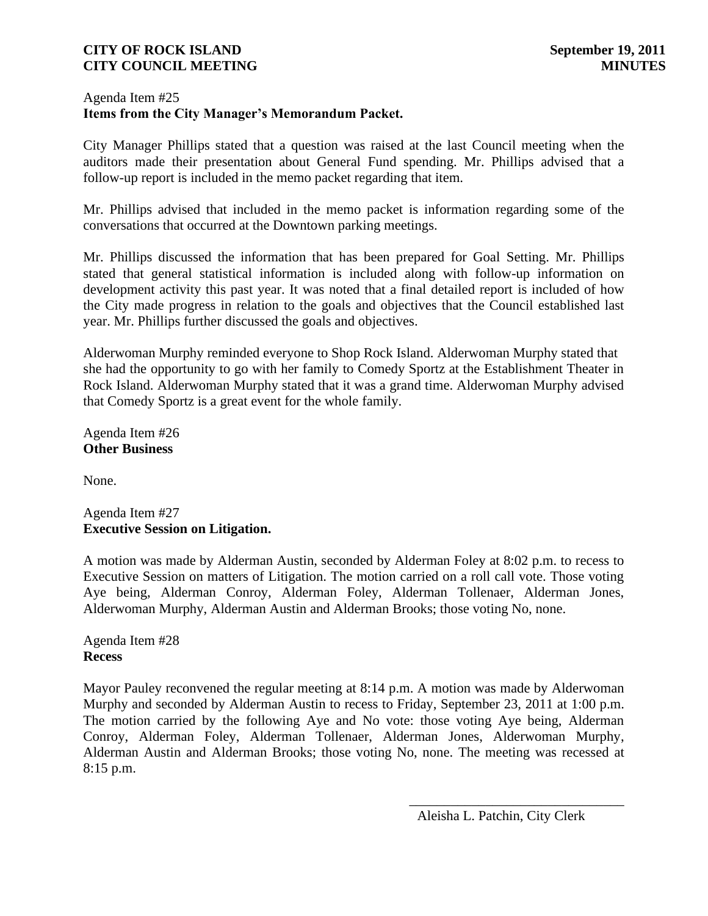Agenda Item #25
**Items from the City Manager's Memorandum Packet.**

City Manager Phillips stated that a question was raised at the last Council meeting when the auditors made their presentation about General Fund spending. Mr. Phillips advised that a follow-up report is included in the memo packet regarding that item.

Mr. Phillips advised that included in the memo packet is information regarding some of the conversations that occurred at the Downtown parking meetings.

Mr. Phillips discussed the information that has been prepared for Goal Setting. Mr. Phillips stated that general statistical information is included along with follow-up information on development activity this past year. It was noted that a final detailed report is included of how the City made progress in relation to the goals and objectives that the Council established last year. Mr. Phillips further discussed the goals and objectives.

Alderwoman Murphy reminded everyone to Shop Rock Island. Alderwoman Murphy stated that she had the opportunity to go with her family to Comedy Sportz at the Establishment Theater in Rock Island. Alderwoman Murphy stated that it was a grand time. Alderwoman Murphy advised that Comedy Sportz is a great event for the whole family.

Agenda Item #26
**Other Business**

None.

Agenda Item #27
**Executive Session on Litigation.**

A motion was made by Alderman Austin, seconded by Alderman Foley at 8:02 p.m. to recess to Executive Session on matters of Litigation. The motion carried on a roll call vote. Those voting Aye being, Alderman Conroy, Alderman Foley, Alderman Tollenaer, Alderman Jones, Alderwoman Murphy, Alderman Austin and Alderman Brooks; those voting No, none.

Agenda Item #28
**Recess**

Mayor Pauley reconvened the regular meeting at 8:14 p.m. A motion was made by Alderwoman Murphy and seconded by Alderman Austin to recess to Friday, September 23, 2011 at 1:00 p.m. The motion carried by the following Aye and No vote: those voting Aye being, Alderman Conroy, Alderman Foley, Alderman Tollenaer, Alderman Jones, Alderwoman Murphy, Alderman Austin and Alderman Brooks; those voting No, none. The meeting was recessed at 8:15 p.m.

\_\_\_\_\_\_\_\_\_\_\_\_\_\_\_\_\_\_\_\_\_\_\_\_\_\_\_\_\_\_\_\_

Aleisha L. Patchin, City Clerk